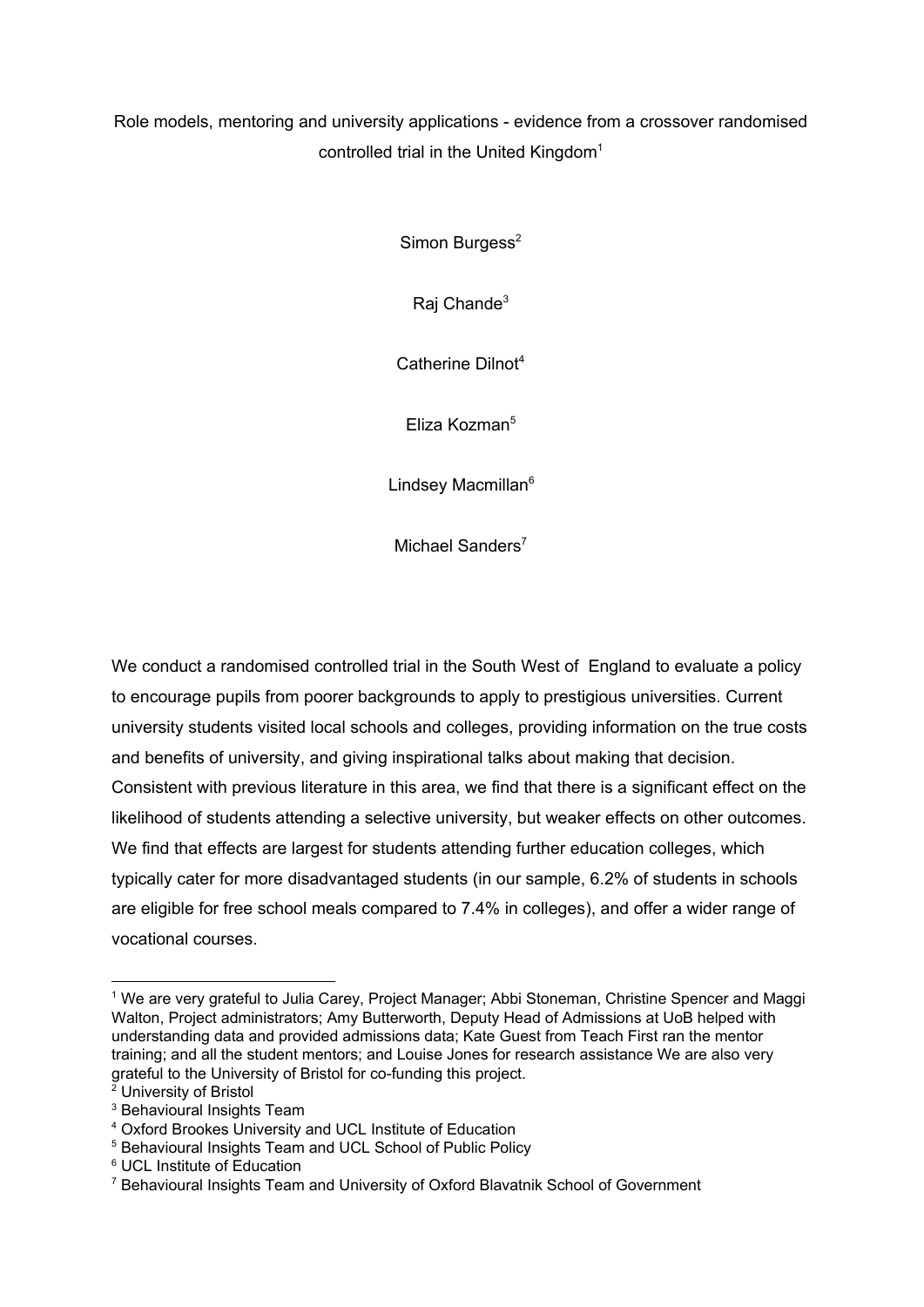# Role models, mentoring and university applications - evidence from a crossover randomised controlled trial in the United Kingdom[1]

Simon Burgess[2]

Raj Chande[3]

Catherine Dilnot[4]

Eliza Kozman[5]

Lindsey Macmillan[6]

Michael Sanders[7]

We conduct a randomised controlled trial in the South West of England to evaluate a policy to encourage pupils from poorer backgrounds to apply to prestigious universities. Current university students visited local schools and colleges, providing information on the true costs and benefits of university, and giving inspirational talks about making that decision. Consistent with previous literature in this area, we find that there is a significant effect on the likelihood of students attending a selective university, but weaker effects on other outcomes. We find that effects are largest for students attending further education colleges, which typically cater for more disadvantaged students (in our sample, 6.2% of students in schools are eligible for free school meals compared to 7.4% in colleges), and offer a wider range of vocational courses.

---

[1] We are very grateful to Julia Carey, Project Manager; Abbi Stoneman, Christine Spencer and Maggi Walton, Project administrators; Amy Butterworth, Deputy Head of Admissions at UoB helped with understanding data and provided admissions data; Kate Guest from Teach First ran the mentor training; and all the student mentors; and Louise Jones for research assistance We are also very grateful to the University of Bristol for co-funding this project.

[2] University of Bristol

[3] Behavioural Insights Team

[4] Oxford Brookes University and UCL Institute of Education

[5] Behavioural Insights Team and UCL School of Public Policy

[6] UCL Institute of Education

[7] Behavioural Insights Team and University of Oxford Blavatnik School of Government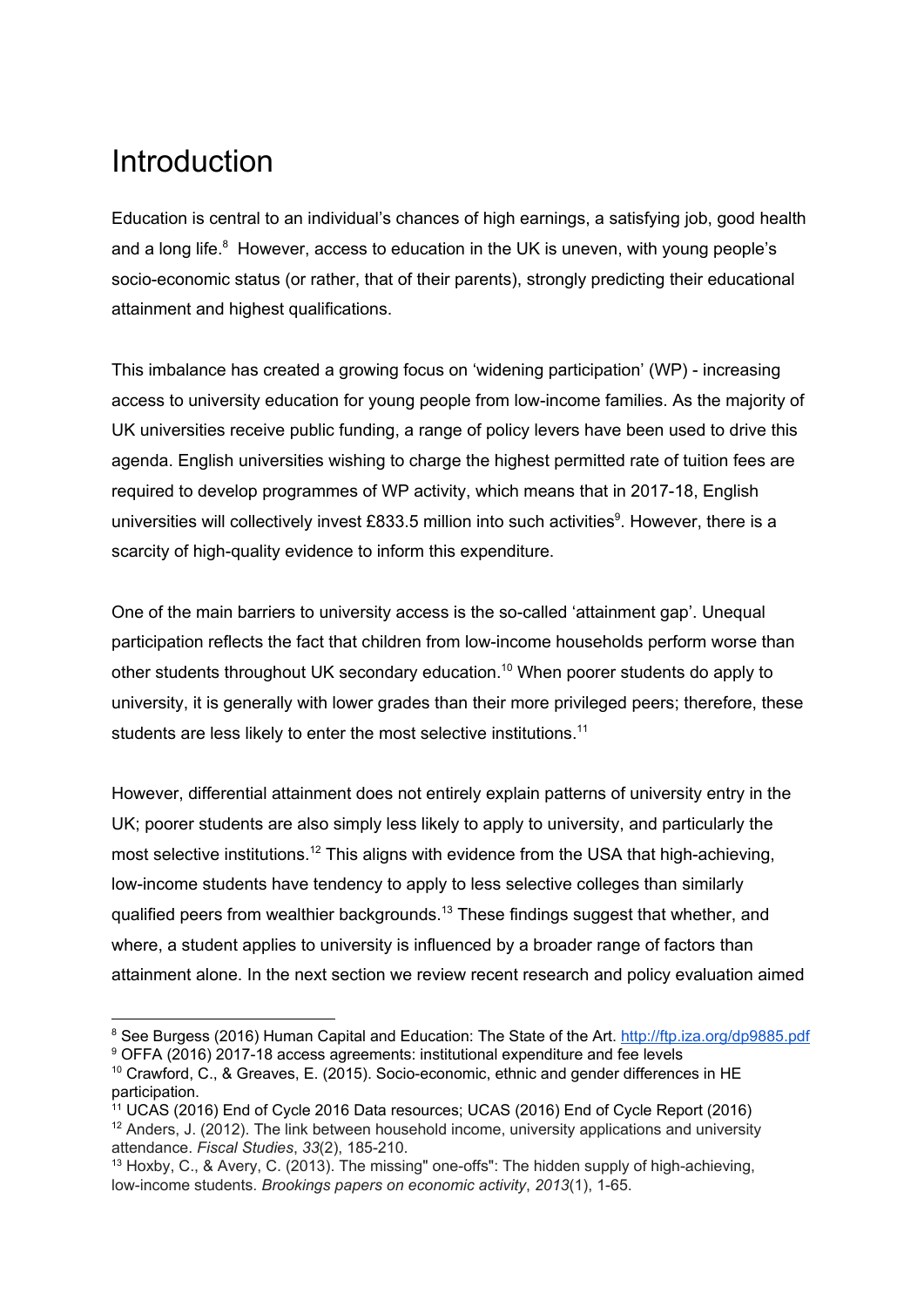# Introduction

Education is central to an individual's chances of high earnings, a satisfying job, good health and a long life.[8] However, access to education in the UK is uneven, with young people's socio-economic status (or rather, that of their parents), strongly predicting their educational attainment and highest qualifications.

This imbalance has created a growing focus on 'widening participation' (WP) - increasing access to university education for young people from low-income families. As the majority of UK universities receive public funding, a range of policy levers have been used to drive this agenda. English universities wishing to charge the highest permitted rate of tuition fees are required to develop programmes of WP activity, which means that in 2017-18, English universities will collectively invest £833.5 million into such activities[9]. However, there is a scarcity of high-quality evidence to inform this expenditure.

One of the main barriers to university access is the so-called 'attainment gap'. Unequal participation reflects the fact that children from low-income households perform worse than other students throughout UK secondary education.[10] When poorer students do apply to university, it is generally with lower grades than their more privileged peers; therefore, these students are less likely to enter the most selective institutions.[11]

However, differential attainment does not entirely explain patterns of university entry in the UK; poorer students are also simply less likely to apply to university, and particularly the most selective institutions.[12] This aligns with evidence from the USA that high-achieving, low-income students have tendency to apply to less selective colleges than similarly qualified peers from wealthier backgrounds.[13] These findings suggest that whether, and where, a student applies to university is influenced by a broader range of factors than attainment alone. In the next section we review recent research and policy evaluation aimed

---

[8] See Burgess (2016) Human Capital and Education: The State of the Art. http://ftp.iza.org/dp9885.pdf

[9] OFFA (2016) 2017-18 access agreements: institutional expenditure and fee levels

[10] Crawford, C., & Greaves, E. (2015). Socio-economic, ethnic and gender differences in HE participation.

[11] UCAS (2016) End of Cycle 2016 Data resources; UCAS (2016) End of Cycle Report (2016)

[12] Anders, J. (2012). The link between household income, university applications and university attendance. *Fiscal Studies*, *33*(2), 185-210.

[13] Hoxby, C., & Avery, C. (2013). The missing" one-offs": The hidden supply of high-achieving, low-income students. *Brookings papers on economic activity*, *2013*(1), 1-65.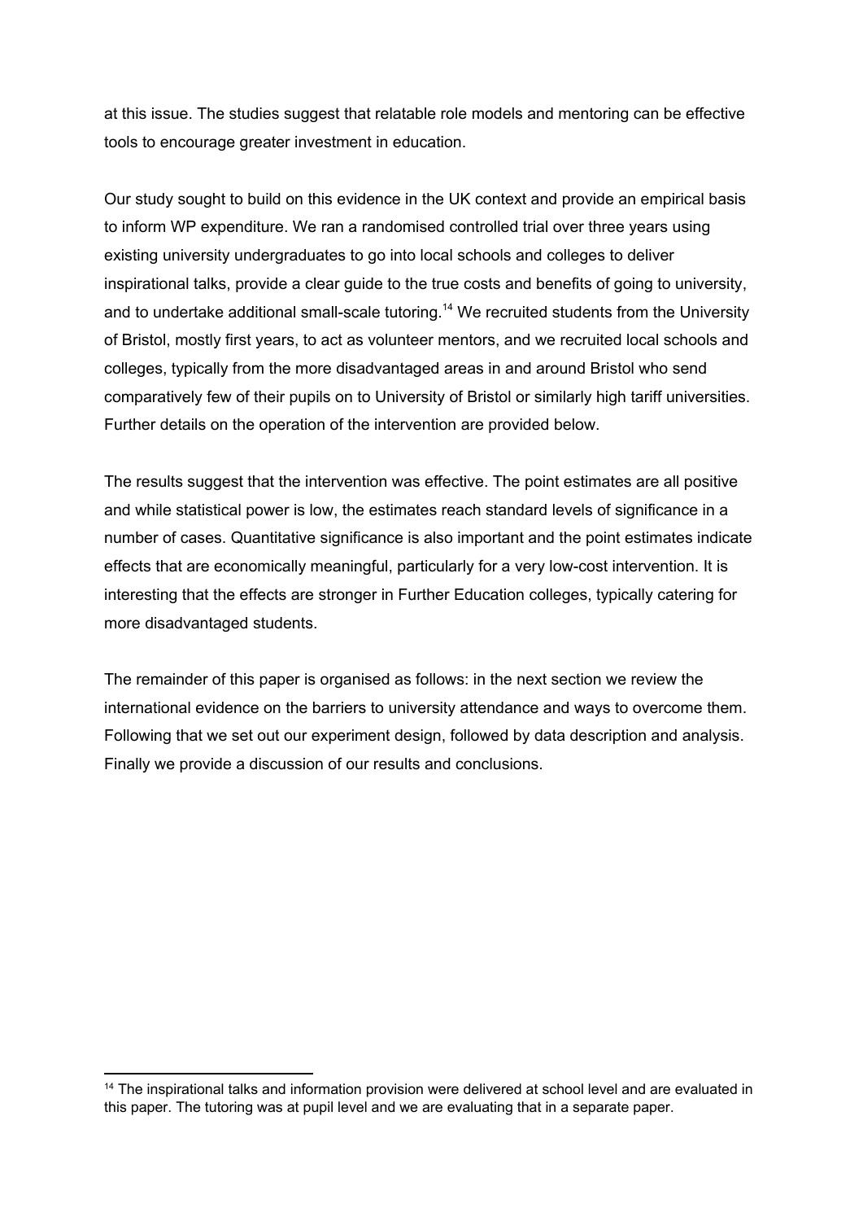at this issue. The studies suggest that relatable role models and mentoring can be effective tools to encourage greater investment in education.

Our study sought to build on this evidence in the UK context and provide an empirical basis to inform WP expenditure. We ran a randomised controlled trial over three years using existing university undergraduates to go into local schools and colleges to deliver inspirational talks, provide a clear guide to the true costs and benefits of going to university, and to undertake additional small-scale tutoring.[14] We recruited students from the University of Bristol, mostly first years, to act as volunteer mentors, and we recruited local schools and colleges, typically from the more disadvantaged areas in and around Bristol who send comparatively few of their pupils on to University of Bristol or similarly high tariff universities. Further details on the operation of the intervention are provided below.

The results suggest that the intervention was effective. The point estimates are all positive and while statistical power is low, the estimates reach standard levels of significance in a number of cases. Quantitative significance is also important and the point estimates indicate effects that are economically meaningful, particularly for a very low-cost intervention. It is interesting that the effects are stronger in Further Education colleges, typically catering for more disadvantaged students.

The remainder of this paper is organised as follows: in the next section we review the international evidence on the barriers to university attendance and ways to overcome them. Following that we set out our experiment design, followed by data description and analysis. Finally we provide a discussion of our results and conclusions.

[14] The inspirational talks and information provision were delivered at school level and are evaluated in this paper. The tutoring was at pupil level and we are evaluating that in a separate paper.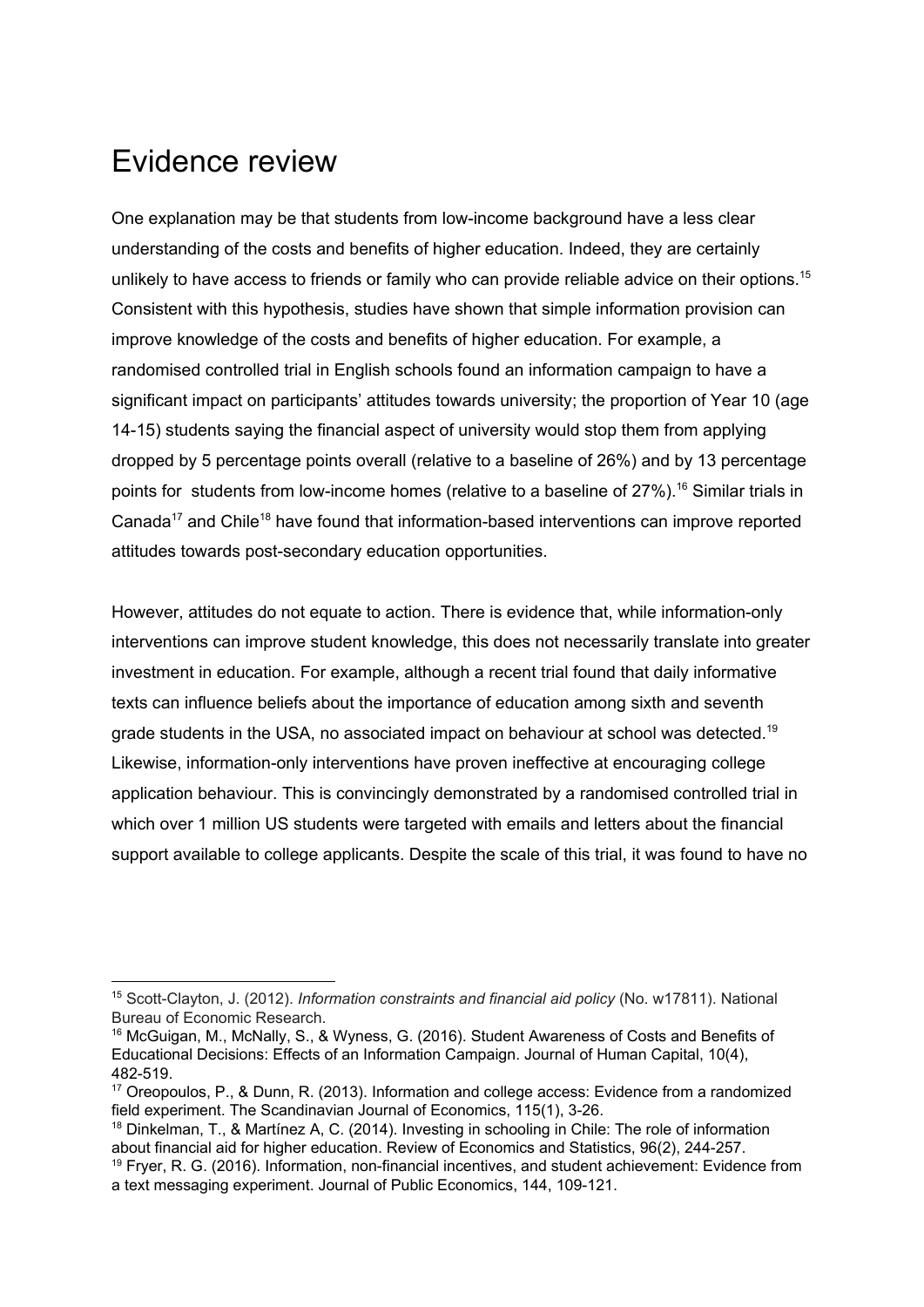# Evidence review

One explanation may be that students from low-income background have a less clear understanding of the costs and benefits of higher education. Indeed, they are certainly unlikely to have access to friends or family who can provide reliable advice on their options.[15] Consistent with this hypothesis, studies have shown that simple information provision can improve knowledge of the costs and benefits of higher education. For example, a randomised controlled trial in English schools found an information campaign to have a significant impact on participants' attitudes towards university; the proportion of Year 10 (age 14-15) students saying the financial aspect of university would stop them from applying dropped by 5 percentage points overall (relative to a baseline of 26%) and by 13 percentage points for students from low-income homes (relative to a baseline of 27%).[16] Similar trials in Canada[17] and Chile[18] have found that information-based interventions can improve reported attitudes towards post-secondary education opportunities.

However, attitudes do not equate to action. There is evidence that, while information-only interventions can improve student knowledge, this does not necessarily translate into greater investment in education. For example, although a recent trial found that daily informative texts can influence beliefs about the importance of education among sixth and seventh grade students in the USA, no associated impact on behaviour at school was detected.[19] Likewise, information-only interventions have proven ineffective at encouraging college application behaviour. This is convincingly demonstrated by a randomised controlled trial in which over 1 million US students were targeted with emails and letters about the financial support available to college applicants. Despite the scale of this trial, it was found to have no

---

[15] Scott-Clayton, J. (2012). *Information constraints and financial aid policy* (No. w17811). National Bureau of Economic Research.

[16] McGuigan, M., McNally, S., & Wyness, G. (2016). Student Awareness of Costs and Benefits of Educational Decisions: Effects of an Information Campaign. Journal of Human Capital, 10(4), 482-519.

[17] Oreopoulos, P., & Dunn, R. (2013). Information and college access: Evidence from a randomized field experiment. The Scandinavian Journal of Economics, 115(1), 3-26.

[18] Dinkelman, T., & Martínez A, C. (2014). Investing in schooling in Chile: The role of information about financial aid for higher education. Review of Economics and Statistics, 96(2), 244-257.

[19] Fryer, R. G. (2016). Information, non-financial incentives, and student achievement: Evidence from a text messaging experiment. Journal of Public Economics, 144, 109-121.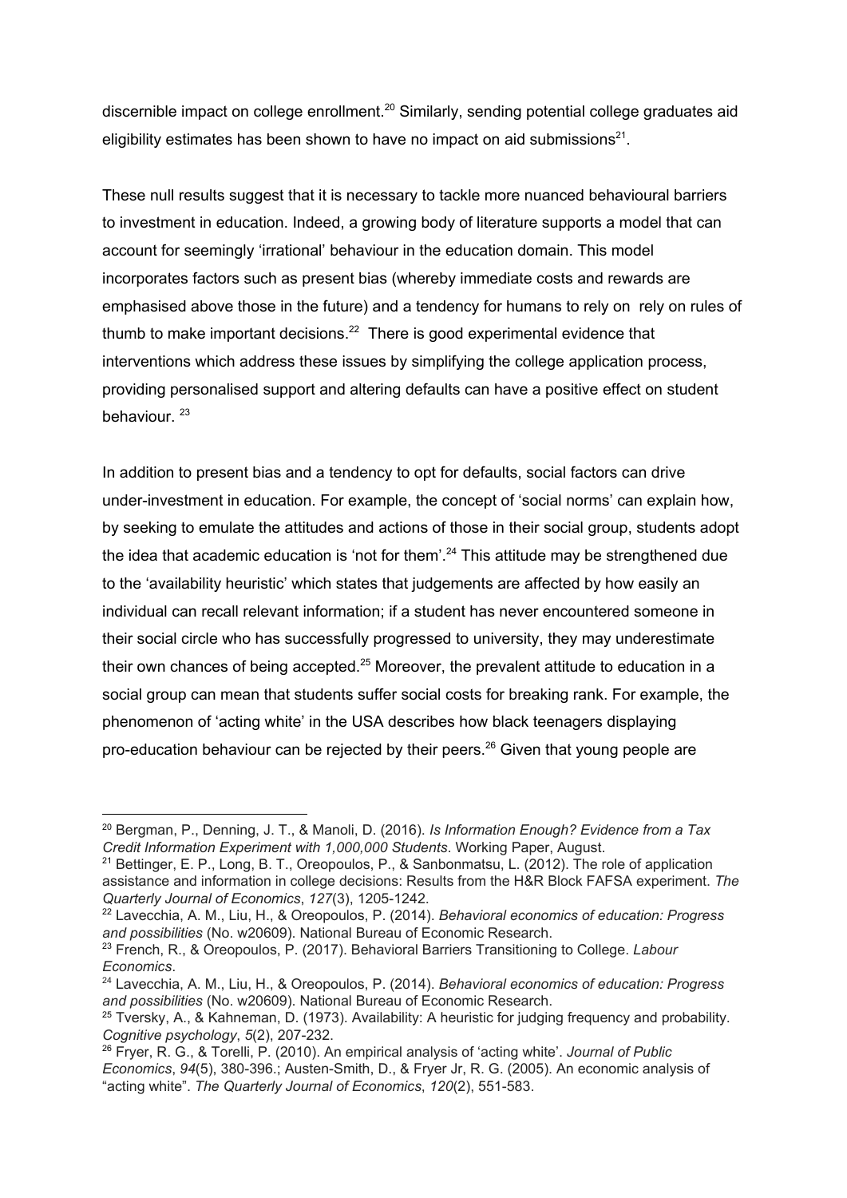discernible impact on college enrollment.[20] Similarly, sending potential college graduates aid eligibility estimates has been shown to have no impact on aid submissions[21].

These null results suggest that it is necessary to tackle more nuanced behavioural barriers to investment in education. Indeed, a growing body of literature supports a model that can account for seemingly 'irrational' behaviour in the education domain. This model incorporates factors such as present bias (whereby immediate costs and rewards are emphasised above those in the future) and a tendency for humans to rely on rely on rules of thumb to make important decisions.[22] There is good experimental evidence that interventions which address these issues by simplifying the college application process, providing personalised support and altering defaults can have a positive effect on student behaviour. [23]

In addition to present bias and a tendency to opt for defaults, social factors can drive under-investment in education. For example, the concept of 'social norms' can explain how, by seeking to emulate the attitudes and actions of those in their social group, students adopt the idea that academic education is 'not for them'.[24] This attitude may be strengthened due to the 'availability heuristic' which states that judgements are affected by how easily an individual can recall relevant information; if a student has never encountered someone in their social circle who has successfully progressed to university, they may underestimate their own chances of being accepted.[25] Moreover, the prevalent attitude to education in a social group can mean that students suffer social costs for breaking rank. For example, the phenomenon of 'acting white' in the USA describes how black teenagers displaying pro-education behaviour can be rejected by their peers.[26] Given that young people are

---

[20] Bergman, P., Denning, J. T., & Manoli, D. (2016). *Is Information Enough? Evidence from a Tax Credit Information Experiment with 1,000,000 Students*. Working Paper, August.

[21] Bettinger, E. P., Long, B. T., Oreopoulos, P., & Sanbonmatsu, L. (2012). The role of application assistance and information in college decisions: Results from the H&R Block FAFSA experiment. *The Quarterly Journal of Economics*, *127*(3), 1205-1242.

[22] Lavecchia, A. M., Liu, H., & Oreopoulos, P. (2014). *Behavioral economics of education: Progress and possibilities* (No. w20609). National Bureau of Economic Research.

[23] French, R., & Oreopoulos, P. (2017). Behavioral Barriers Transitioning to College. *Labour Economics*.

[24] Lavecchia, A. M., Liu, H., & Oreopoulos, P. (2014). *Behavioral economics of education: Progress and possibilities* (No. w20609). National Bureau of Economic Research.

[25] Tversky, A., & Kahneman, D. (1973). Availability: A heuristic for judging frequency and probability. *Cognitive psychology*, *5*(2), 207-232.

[26] Fryer, R. G., & Torelli, P. (2010). An empirical analysis of 'acting white'. *Journal of Public Economics*, *94*(5), 380-396.; Austen-Smith, D., & Fryer Jr, R. G. (2005). An economic analysis of "acting white". *The Quarterly Journal of Economics*, *120*(2), 551-583.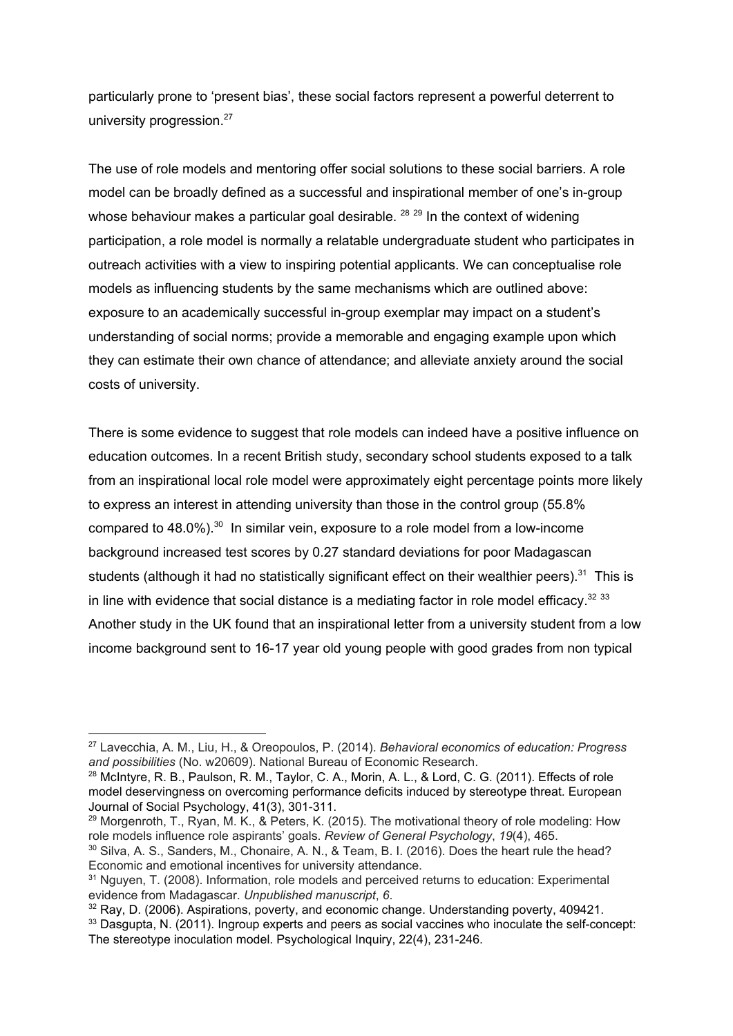particularly prone to 'present bias', these social factors represent a powerful deterrent to university progression.[27]

The use of role models and mentoring offer social solutions to these social barriers. A role model can be broadly defined as a successful and inspirational member of one's in-group whose behaviour makes a particular goal desirable. [28] [29] In the context of widening participation, a role model is normally a relatable undergraduate student who participates in outreach activities with a view to inspiring potential applicants. We can conceptualise role models as influencing students by the same mechanisms which are outlined above: exposure to an academically successful in-group exemplar may impact on a student's understanding of social norms; provide a memorable and engaging example upon which they can estimate their own chance of attendance; and alleviate anxiety around the social costs of university.

There is some evidence to suggest that role models can indeed have a positive influence on education outcomes. In a recent British study, secondary school students exposed to a talk from an inspirational local role model were approximately eight percentage points more likely to express an interest in attending university than those in the control group (55.8% compared to 48.0%).[30] In similar vein, exposure to a role model from a low-income background increased test scores by 0.27 standard deviations for poor Madagascan students (although it had no statistically significant effect on their wealthier peers).[31] This is in line with evidence that social distance is a mediating factor in role model efficacy.[32] [33] Another study in the UK found that an inspirational letter from a university student from a low income background sent to 16-17 year old young people with good grades from non typical

---

[27] Lavecchia, A. M., Liu, H., & Oreopoulos, P. (2014). *Behavioral economics of education: Progress and possibilities* (No. w20609). National Bureau of Economic Research.

[28] McIntyre, R. B., Paulson, R. M., Taylor, C. A., Morin, A. L., & Lord, C. G. (2011). Effects of role model deservingness on overcoming performance deficits induced by stereotype threat. European Journal of Social Psychology, 41(3), 301-311.

[29] Morgenroth, T., Ryan, M. K., & Peters, K. (2015). The motivational theory of role modeling: How role models influence role aspirants' goals. *Review of General Psychology*, *19*(4), 465.

[30] Silva, A. S., Sanders, M., Chonaire, A. N., & Team, B. I. (2016). Does the heart rule the head? Economic and emotional incentives for university attendance.

[31] Nguyen, T. (2008). Information, role models and perceived returns to education: Experimental evidence from Madagascar. *Unpublished manuscript*, *6*.

[32] Ray, D. (2006). Aspirations, poverty, and economic change. Understanding poverty, 409421.

[33] Dasgupta, N. (2011). Ingroup experts and peers as social vaccines who inoculate the self-concept: The stereotype inoculation model. Psychological Inquiry, 22(4), 231-246.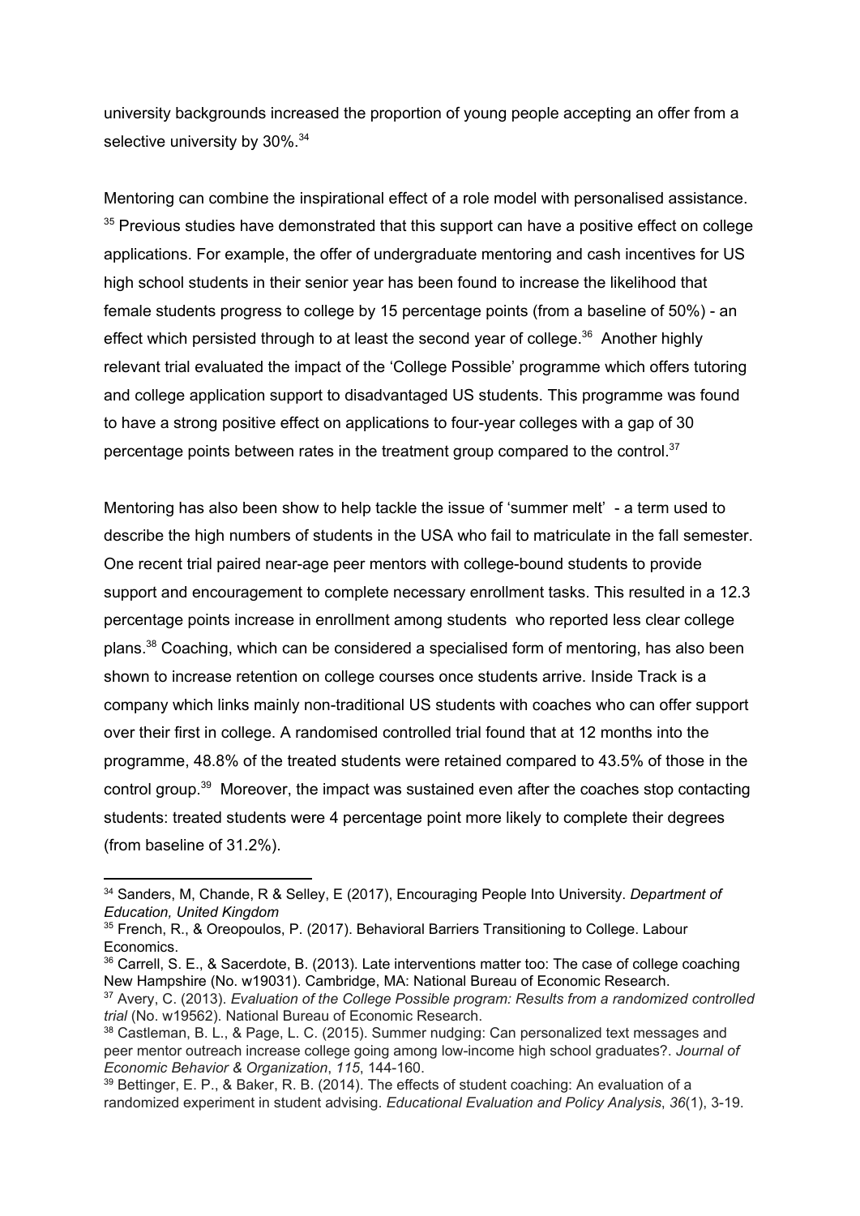university backgrounds increased the proportion of young people accepting an offer from a selective university by 30%.[34]

Mentoring can combine the inspirational effect of a role model with personalised assistance. [35] Previous studies have demonstrated that this support can have a positive effect on college applications. For example, the offer of undergraduate mentoring and cash incentives for US high school students in their senior year has been found to increase the likelihood that female students progress to college by 15 percentage points (from a baseline of 50%) - an effect which persisted through to at least the second year of college.[36] Another highly relevant trial evaluated the impact of the 'College Possible' programme which offers tutoring and college application support to disadvantaged US students. This programme was found to have a strong positive effect on applications to four-year colleges with a gap of 30 percentage points between rates in the treatment group compared to the control.[37]

Mentoring has also been show to help tackle the issue of 'summer melt' - a term used to describe the high numbers of students in the USA who fail to matriculate in the fall semester. One recent trial paired near-age peer mentors with college-bound students to provide support and encouragement to complete necessary enrollment tasks. This resulted in a 12.3 percentage points increase in enrollment among students who reported less clear college plans.[38] Coaching, which can be considered a specialised form of mentoring, has also been shown to increase retention on college courses once students arrive. Inside Track is a company which links mainly non-traditional US students with coaches who can offer support over their first in college. A randomised controlled trial found that at 12 months into the programme, 48.8% of the treated students were retained compared to 43.5% of those in the control group.[39] Moreover, the impact was sustained even after the coaches stop contacting students: treated students were 4 percentage point more likely to complete their degrees (from baseline of 31.2%).

---

[34] Sanders, M, Chande, R & Selley, E (2017), Encouraging People Into University. *Department of Education, United Kingdom*

[35] French, R., & Oreopoulos, P. (2017). Behavioral Barriers Transitioning to College. Labour Economics.

[36] Carrell, S. E., & Sacerdote, B. (2013). Late interventions matter too: The case of college coaching New Hampshire (No. w19031). Cambridge, MA: National Bureau of Economic Research.

[37] Avery, C. (2013). *Evaluation of the College Possible program: Results from a randomized controlled trial* (No. w19562). National Bureau of Economic Research.

[38] Castleman, B. L., & Page, L. C. (2015). Summer nudging: Can personalized text messages and peer mentor outreach increase college going among low-income high school graduates?. *Journal of Economic Behavior & Organization*, *115*, 144-160.

[39] Bettinger, E. P., & Baker, R. B. (2014). The effects of student coaching: An evaluation of a randomized experiment in student advising. *Educational Evaluation and Policy Analysis*, *36*(1), 3-19.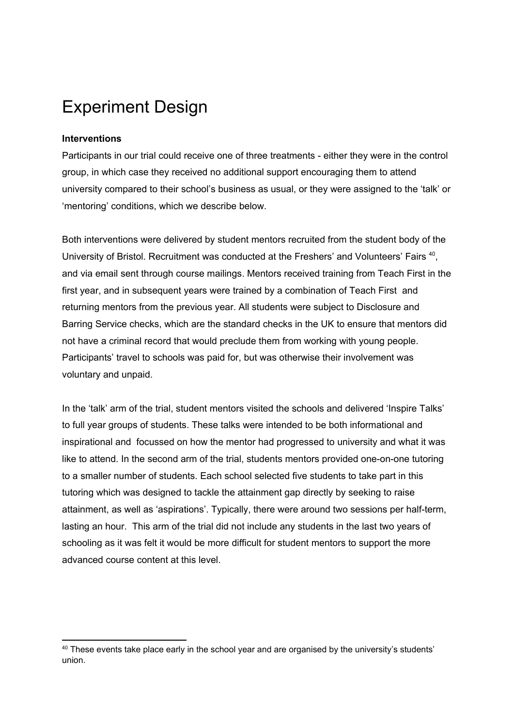# Experiment Design

**Interventions**

Participants in our trial could receive one of three treatments - either they were in the control group, in which case they received no additional support encouraging them to attend university compared to their school's business as usual, or they were assigned to the 'talk' or 'mentoring' conditions, which we describe below.

Both interventions were delivered by student mentors recruited from the student body of the University of Bristol. Recruitment was conducted at the Freshers' and Volunteers' Fairs [40], and via email sent through course mailings. Mentors received training from Teach First in the first year, and in subsequent years were trained by a combination of Teach First and returning mentors from the previous year. All students were subject to Disclosure and Barring Service checks, which are the standard checks in the UK to ensure that mentors did not have a criminal record that would preclude them from working with young people. Participants' travel to schools was paid for, but was otherwise their involvement was voluntary and unpaid.

In the 'talk' arm of the trial, student mentors visited the schools and delivered 'Inspire Talks' to full year groups of students. These talks were intended to be both informational and inspirational and focussed on how the mentor had progressed to university and what it was like to attend. In the second arm of the trial, students mentors provided one-on-one tutoring to a smaller number of students. Each school selected five students to take part in this tutoring which was designed to tackle the attainment gap directly by seeking to raise attainment, as well as 'aspirations'. Typically, there were around two sessions per half-term, lasting an hour. This arm of the trial did not include any students in the last two years of schooling as it was felt it would be more difficult for student mentors to support the more advanced course content at this level.

---

[40] These events take place early in the school year and are organised by the university's students' union.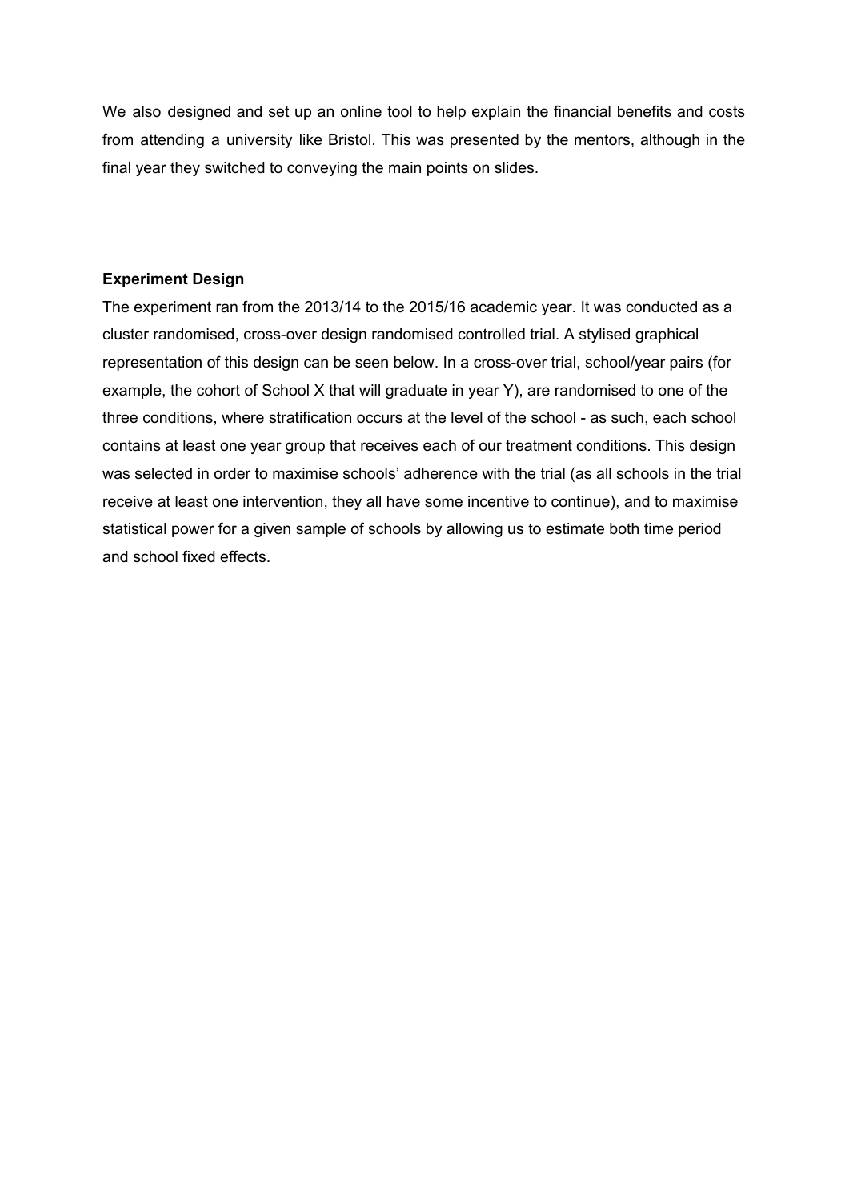We also designed and set up an online tool to help explain the financial benefits and costs from attending a university like Bristol. This was presented by the mentors, although in the final year they switched to conveying the main points on slides.

**Experiment Design**

The experiment ran from the 2013/14 to the 2015/16 academic year. It was conducted as a cluster randomised, cross-over design randomised controlled trial. A stylised graphical representation of this design can be seen below. In a cross-over trial, school/year pairs (for example, the cohort of School X that will graduate in year Y), are randomised to one of the three conditions, where stratification occurs at the level of the school - as such, each school contains at least one year group that receives each of our treatment conditions. This design was selected in order to maximise schools' adherence with the trial (as all schools in the trial receive at least one intervention, they all have some incentive to continue), and to maximise statistical power for a given sample of schools by allowing us to estimate both time period and school fixed effects.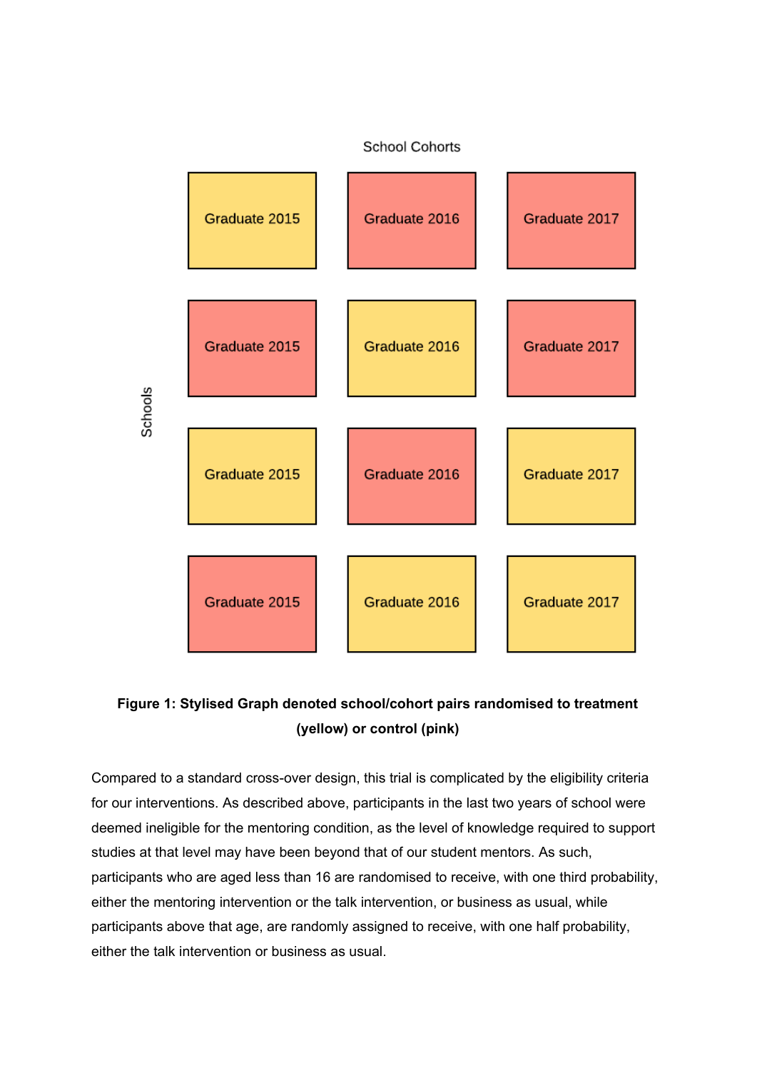School Cohorts

Schools

| Graduate 2015 | Graduate 2016 | Graduate 2017 |
| --- | --- | --- |
| Graduate 2015 (yellow) | Graduate 2016 (pink) | Graduate 2017 (pink) |
| Graduate 2015 (pink) | Graduate 2016 (yellow) | Graduate 2017 (pink) |
| Graduate 2015 (yellow) | Graduate 2016 (pink) | Graduate 2017 (yellow) |
| Graduate 2015 (pink) | Graduate 2016 (yellow) | Graduate 2017 (yellow) |

**Figure 1: Stylised Graph denoted school/cohort pairs randomised to treatment (yellow) or control (pink)**

Compared to a standard cross-over design, this trial is complicated by the eligibility criteria for our interventions. As described above, participants in the last two years of school were deemed ineligible for the mentoring condition, as the level of knowledge required to support studies at that level may have been beyond that of our student mentors. As such, participants who are aged less than 16 are randomised to receive, with one third probability, either the mentoring intervention or the talk intervention, or business as usual, while participants above that age, are randomly assigned to receive, with one half probability, either the talk intervention or business as usual.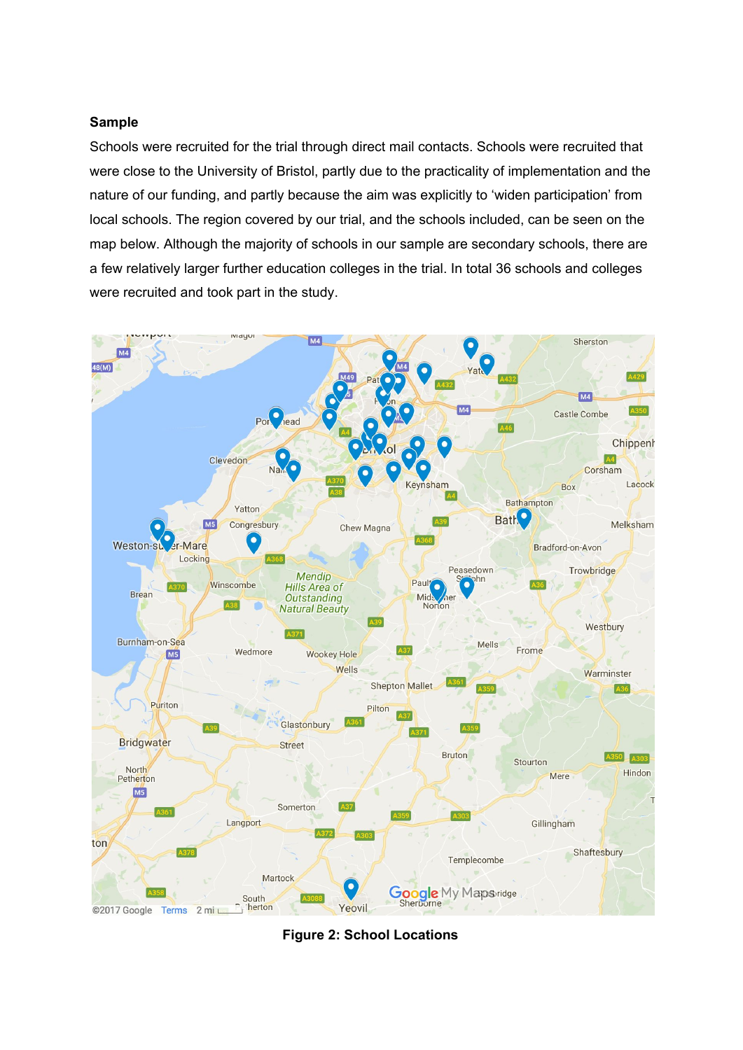**Sample**

Schools were recruited for the trial through direct mail contacts. Schools were recruited that were close to the University of Bristol, partly due to the practicality of implementation and the nature of our funding, and partly because the aim was explicitly to 'widen participation' from local schools. The region covered by our trial, and the schools included, can be seen on the map below. Although the majority of schools in our sample are secondary schools, there are a few relatively larger further education colleges in the trial. In total 36 schools and colleges were recruited and took part in the study.

**Figure 2: School Locations**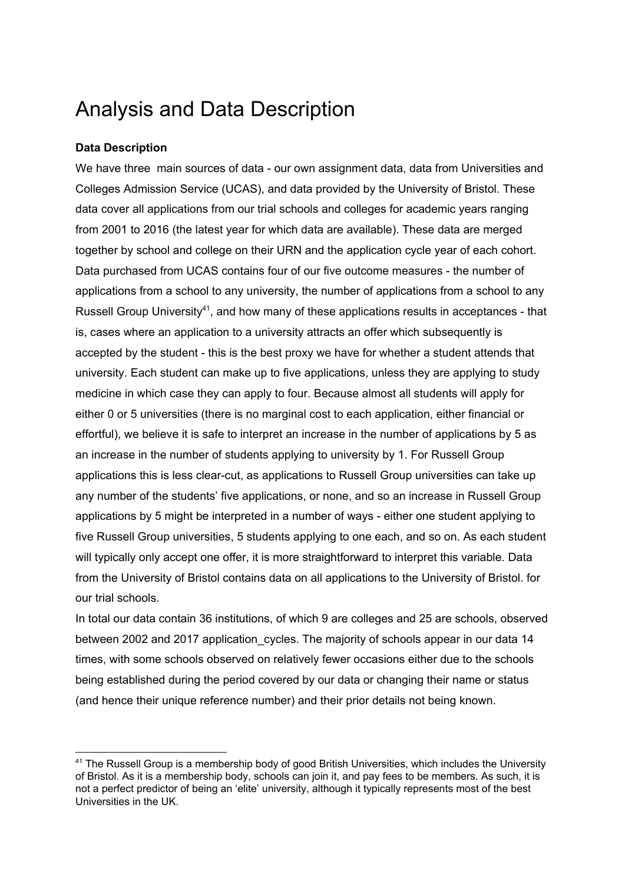# Analysis and Data Description

**Data Description**

We have three  main sources of data - our own assignment data, data from Universities and Colleges Admission Service (UCAS), and data provided by the University of Bristol. These data cover all applications from our trial schools and colleges for academic years ranging from 2001 to 2016 (the latest year for which data are available). These data are merged together by school and college on their URN and the application cycle year of each cohort. Data purchased from UCAS contains four of our five outcome measures - the number of applications from a school to any university, the number of applications from a school to any Russell Group University[41], and how many of these applications results in acceptances - that is, cases where an application to a university attracts an offer which subsequently is accepted by the student - this is the best proxy we have for whether a student attends that university. Each student can make up to five applications, unless they are applying to study medicine in which case they can apply to four. Because almost all students will apply for either 0 or 5 universities (there is no marginal cost to each application, either financial or effortful), we believe it is safe to interpret an increase in the number of applications by 5 as an increase in the number of students applying to university by 1. For Russell Group applications this is less clear-cut, as applications to Russell Group universities can take up any number of the students' five applications, or none, and so an increase in Russell Group applications by 5 might be interpreted in a number of ways - either one student applying to five Russell Group universities, 5 students applying to one each, and so on. As each student will typically only accept one offer, it is more straightforward to interpret this variable. Data from the University of Bristol contains data on all applications to the University of Bristol. for our trial schools.

In total our data contain 36 institutions, of which 9 are colleges and 25 are schools, observed between 2002 and 2017 application_cycles. The majority of schools appear in our data 14 times, with some schools observed on relatively fewer occasions either due to the schools being established during the period covered by our data or changing their name or status (and hence their unique reference number) and their prior details not being known.

---

[41] The Russell Group is a membership body of good British Universities, which includes the University of Bristol. As it is a membership body, schools can join it, and pay fees to be members. As such, it is not a perfect predictor of being an 'elite' university, although it typically represents most of the best Universities in the UK.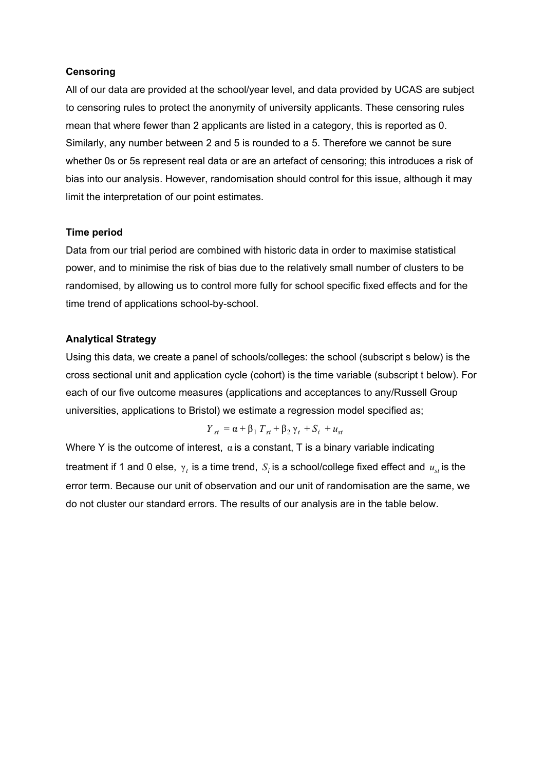**Censoring**

All of our data are provided at the school/year level, and data provided by UCAS are subject to censoring rules to protect the anonymity of university applicants. These censoring rules mean that where fewer than 2 applicants are listed in a category, this is reported as 0. Similarly, any number between 2 and 5 is rounded to a 5. Therefore we cannot be sure whether 0s or 5s represent real data or are an artefact of censoring; this introduces a risk of bias into our analysis. However, randomisation should control for this issue, although it may limit the interpretation of our point estimates.

**Time period**

Data from our trial period are combined with historic data in order to maximise statistical power, and to minimise the risk of bias due to the relatively small number of clusters to be randomised, by allowing us to control more fully for school specific fixed effects and for the time trend of applications school-by-school.

**Analytical Strategy**

Using this data, we create a panel of schools/colleges: the school (subscript s below) is the cross sectional unit and application cycle (cohort) is the time variable (subscript t below). For each of our five outcome measures (applications and acceptances to any/Russell Group universities, applications to Bristol) we estimate a regression model specified as;

$$Y_{st} = \alpha + \beta_1 T_{st} + \beta_2 \gamma_t + S_i + u_{st}$$

Where Y is the outcome of interest, $\alpha$ is a constant, T is a binary variable indicating treatment if 1 and 0 else, $\gamma_t$ is a time trend, $S_i$ is a school/college fixed effect and $u_{st}$ is the error term. Because our unit of observation and our unit of randomisation are the same, we do not cluster our standard errors. The results of our analysis are in the table below.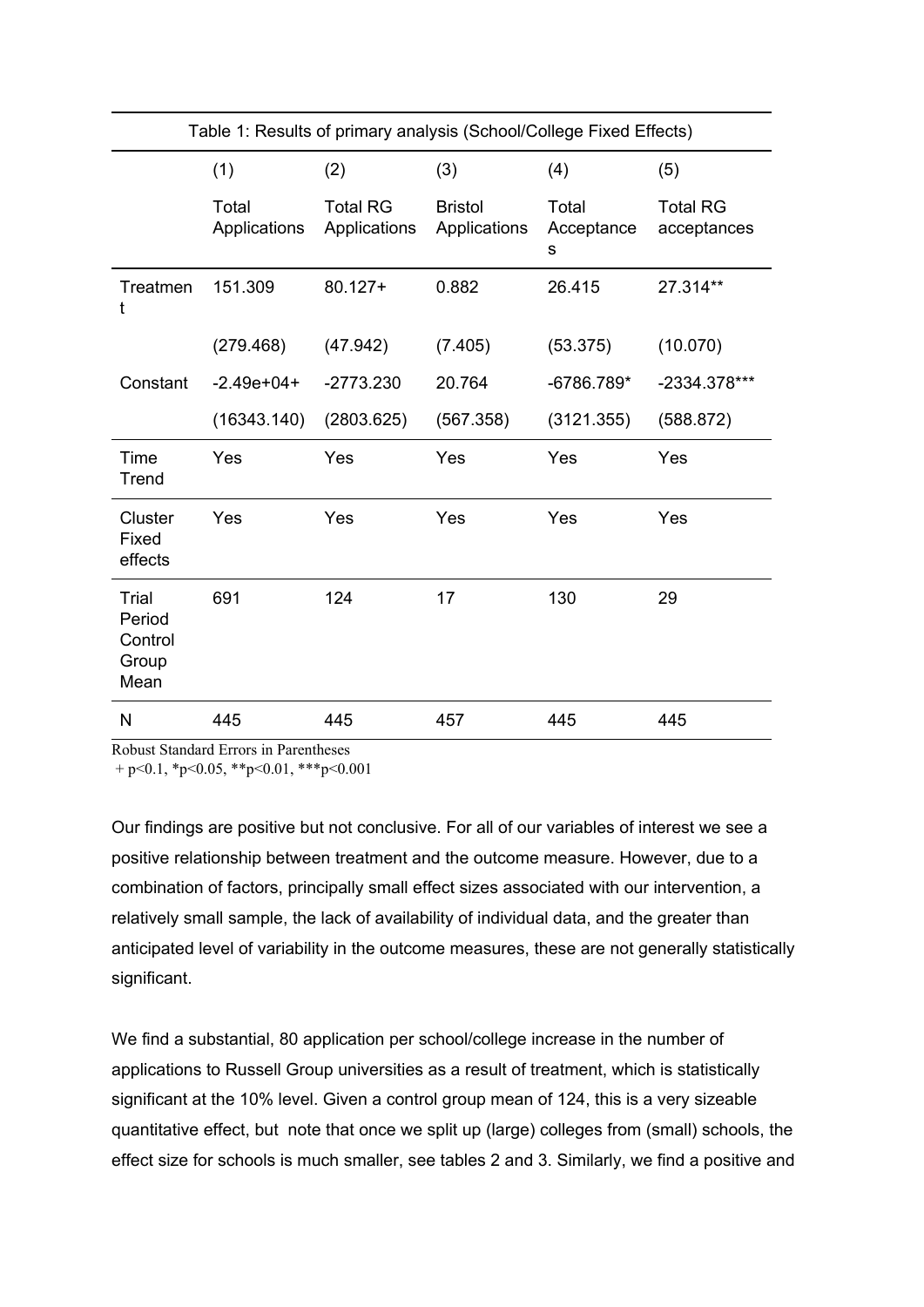Table 1: Results of primary analysis (School/College Fixed Effects)

| | (1) Total Applications | (2) Total RG Applications | (3) Bristol Applications | (4) Total Acceptances | (5) Total RG acceptances |
|---|---|---|---|---|---|
| Treatment | 151.309 | 80.127+ | 0.882 | 26.415 | 27.314** |
| | (279.468) | (47.942) | (7.405) | (53.375) | (10.070) |
| Constant | -2.49e+04+ | -2773.230 | 20.764 | -6786.789* | -2334.378*** |
| | (16343.140) | (2803.625) | (567.358) | (3121.355) | (588.872) |
| Time Trend | Yes | Yes | Yes | Yes | Yes |
| Cluster Fixed effects | Yes | Yes | Yes | Yes | Yes |
| Trial Period Control Group Mean | 691 | 124 | 17 | 130 | 29 |
| N | 445 | 445 | 457 | 445 | 445 |

Robust Standard Errors in Parentheses
+ $p<0.1$, * $p<0.05$, ** $p<0.01$, *** $p<0.001$

Our findings are positive but not conclusive. For all of our variables of interest we see a positive relationship between treatment and the outcome measure. However, due to a combination of factors, principally small effect sizes associated with our intervention, a relatively small sample, the lack of availability of individual data, and the greater than anticipated level of variability in the outcome measures, these are not generally statistically significant.

We find a substantial, 80 application per school/college increase in the number of applications to Russell Group universities as a result of treatment, which is statistically significant at the 10% level. Given a control group mean of 124, this is a very sizeable quantitative effect, but note that once we split up (large) colleges from (small) schools, the effect size for schools is much smaller, see tables 2 and 3. Similarly, we find a positive and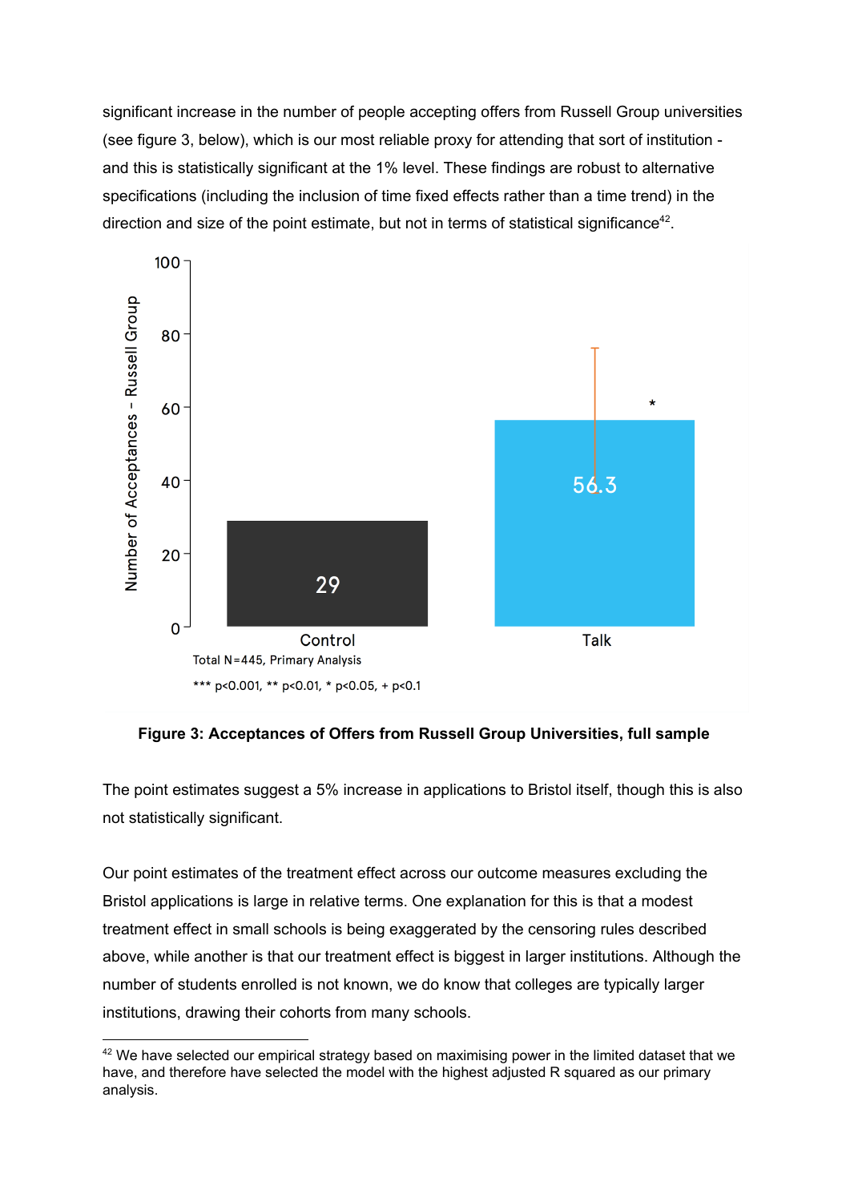significant increase in the number of people accepting offers from Russell Group universities (see figure 3, below), which is our most reliable proxy for attending that sort of institution - and this is statistically significant at the 1% level. These findings are robust to alternative specifications (including the inclusion of time fixed effects rather than a time trend) in the direction and size of the point estimate, but not in terms of statistical significance[42].

**Figure 3: Acceptances of Offers from Russell Group Universities, full sample**

The point estimates suggest a 5% increase in applications to Bristol itself, though this is also not statistically significant.

Our point estimates of the treatment effect across our outcome measures excluding the Bristol applications is large in relative terms. One explanation for this is that a modest treatment effect in small schools is being exaggerated by the censoring rules described above, while another is that our treatment effect is biggest in larger institutions. Although the number of students enrolled is not known, we do know that colleges are typically larger institutions, drawing their cohorts from many schools.

---

[42] We have selected our empirical strategy based on maximising power in the limited dataset that we have, and therefore have selected the model with the highest adjusted R squared as our primary analysis.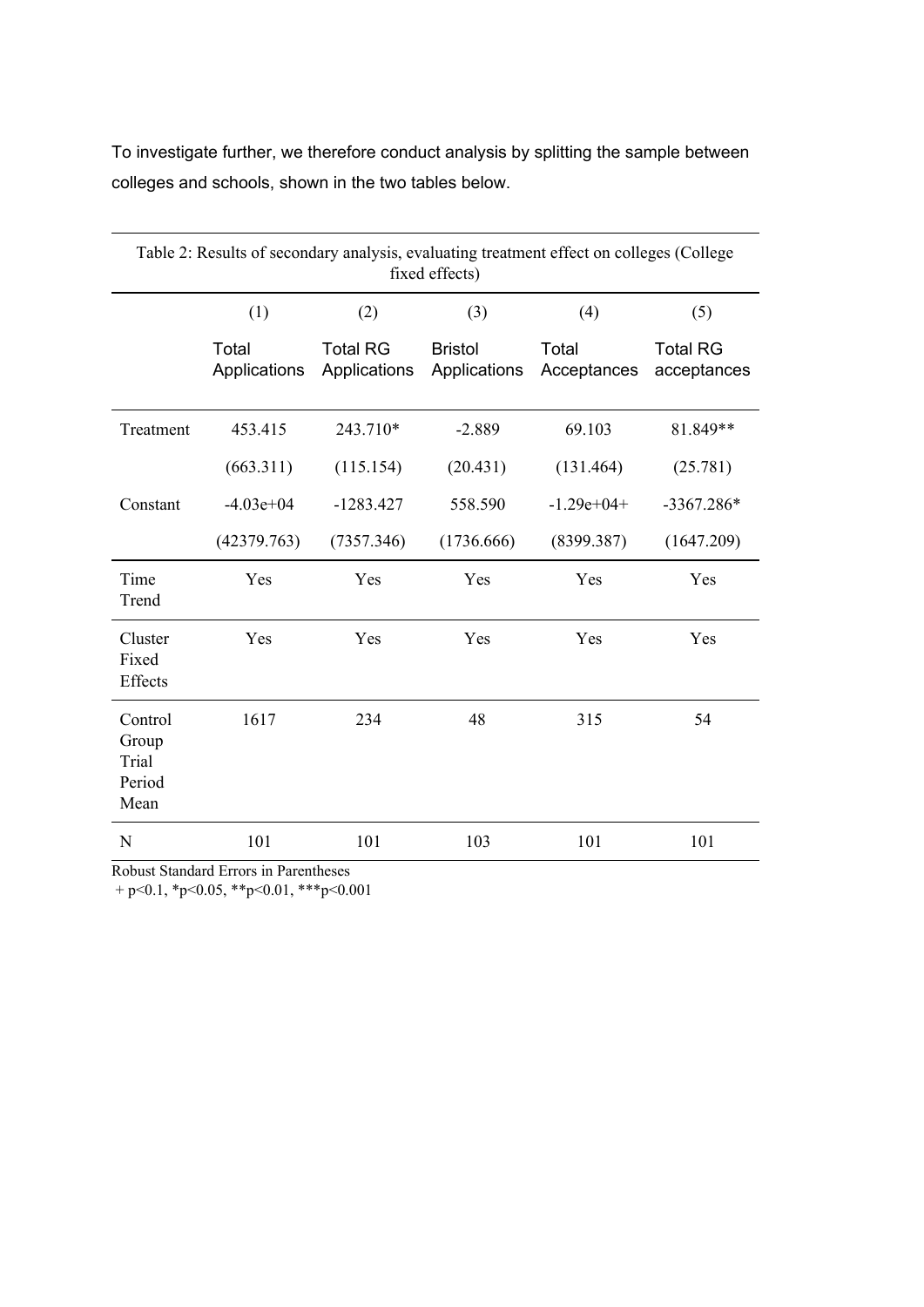To investigate further, we therefore conduct analysis by splitting the sample between colleges and schools, shown in the two tables below.

Table 2: Results of secondary analysis, evaluating treatment effect on colleges (College fixed effects)

| | (1) Total Applications | (2) Total RG Applications | (3) Bristol Applications | (4) Total Acceptances | (5) Total RG acceptances |
|---|---|---|---|---|---|
| Treatment | 453.415 | 243.710* | -2.889 | 69.103 | 81.849** |
| | (663.311) | (115.154) | (20.431) | (131.464) | (25.781) |
| Constant | -4.03e+04 | -1283.427 | 558.590 | -1.29e+04+ | -3367.286* |
| | (42379.763) | (7357.346) | (1736.666) | (8399.387) | (1647.209) |
| Time Trend | Yes | Yes | Yes | Yes | Yes |
| Cluster Fixed Effects | Yes | Yes | Yes | Yes | Yes |
| Control Group Trial Period Mean | 1617 | 234 | 48 | 315 | 54 |
| N | 101 | 101 | 103 | 101 | 101 |

Robust Standard Errors in Parentheses
+ p<0.1, *p<0.05, **p<0.01, ***p<0.001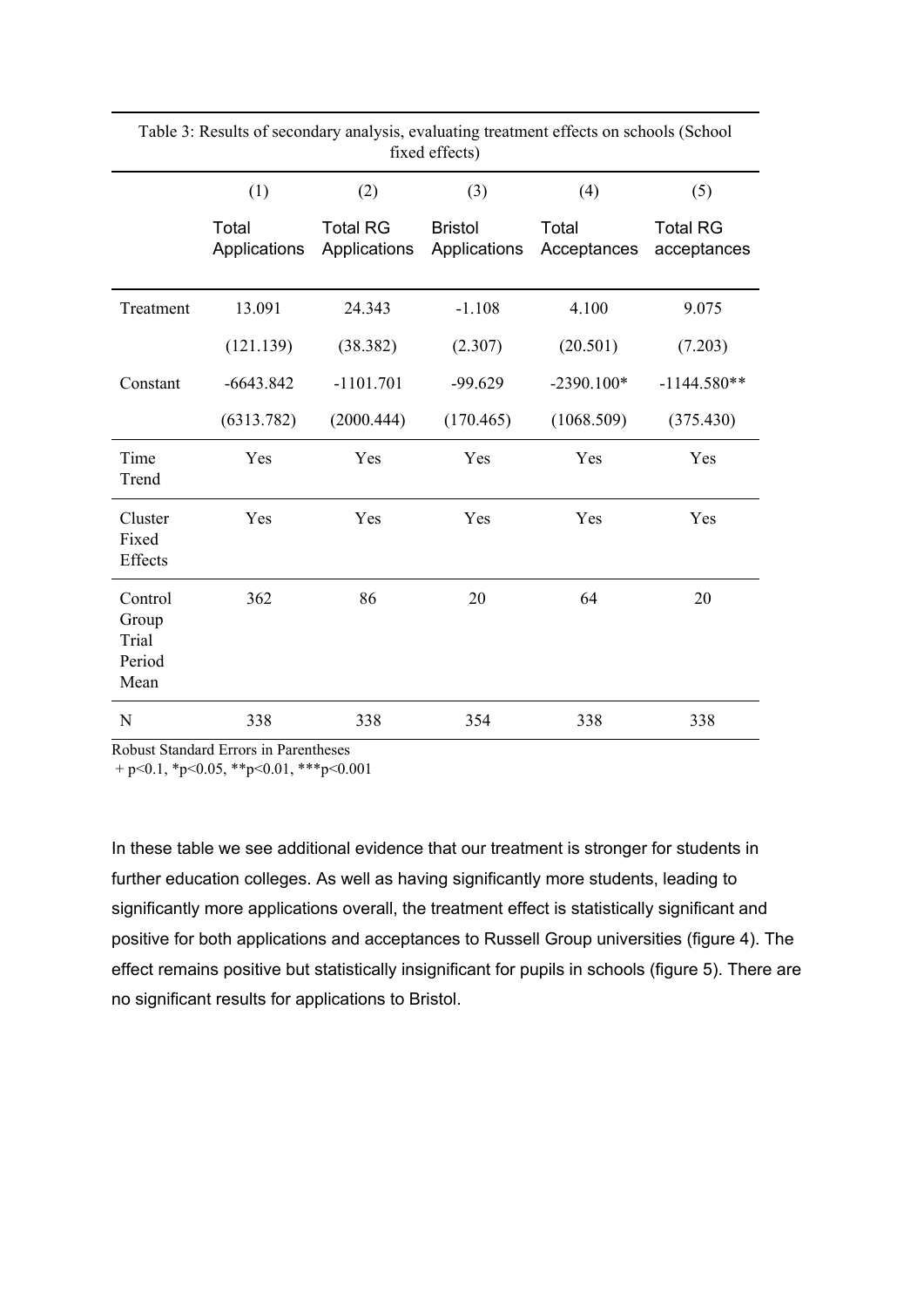Table 3: Results of secondary analysis, evaluating treatment effects on schools (School fixed effects)

| | (1) | (2) | (3) | (4) | (5) |
|---|---|---|---|---|---|
| | Total Applications | Total RG Applications | Bristol Applications | Total Acceptances | Total RG acceptances |
| Treatment | 13.091 | 24.343 | -1.108 | 4.100 | 9.075 |
| | (121.139) | (38.382) | (2.307) | (20.501) | (7.203) |
| Constant | -6643.842 | -1101.701 | -99.629 | -2390.100* | -1144.580** |
| | (6313.782) | (2000.444) | (170.465) | (1068.509) | (375.430) |
| Time Trend | Yes | Yes | Yes | Yes | Yes |
| Cluster Fixed Effects | Yes | Yes | Yes | Yes | Yes |
| Control Group Trial Period Mean | 362 | 86 | 20 | 64 | 20 |
| N | 338 | 338 | 354 | 338 | 338 |

Robust Standard Errors in Parentheses
+ p<0.1, *p<0.05, **p<0.01, ***p<0.001

In these table we see additional evidence that our treatment is stronger for students in further education colleges. As well as having significantly more students, leading to significantly more applications overall, the treatment effect is statistically significant and positive for both applications and acceptances to Russell Group universities (figure 4). The effect remains positive but statistically insignificant for pupils in schools (figure 5). There are no significant results for applications to Bristol.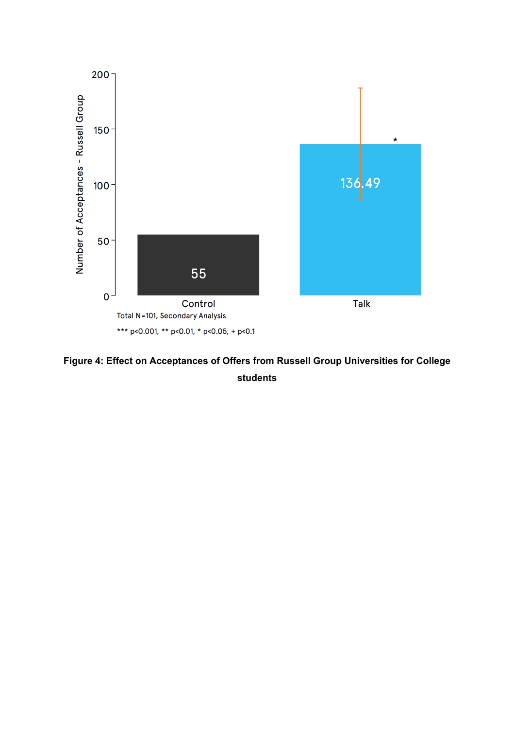Number of Acceptances - Russell Group

| | Control | Talk |
|---|---|---|
| Value | 55 | 136.49* |

Total N=101, Secondary Analysis

*** p<0.001, ** p<0.01, * p<0.05, + p<0.1

**Figure 4: Effect on Acceptances of Offers from Russell Group Universities for College students**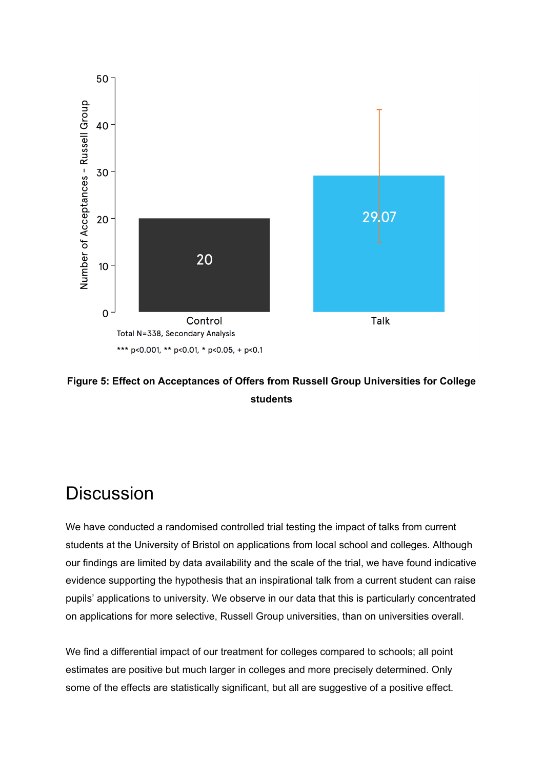Total N=338, Secondary Analysis

*** p<0.001, ** p<0.01, * p<0.05, + p<0.1

**Figure 5: Effect on Acceptances of Offers from Russell Group Universities for College students**

# Discussion

We have conducted a randomised controlled trial testing the impact of talks from current students at the University of Bristol on applications from local school and colleges. Although our findings are limited by data availability and the scale of the trial, we have found indicative evidence supporting the hypothesis that an inspirational talk from a current student can raise pupils' applications to university. We observe in our data that this is particularly concentrated on applications for more selective, Russell Group universities, than on universities overall.

We find a differential impact of our treatment for colleges compared to schools; all point estimates are positive but much larger in colleges and more precisely determined. Only some of the effects are statistically significant, but all are suggestive of a positive effect.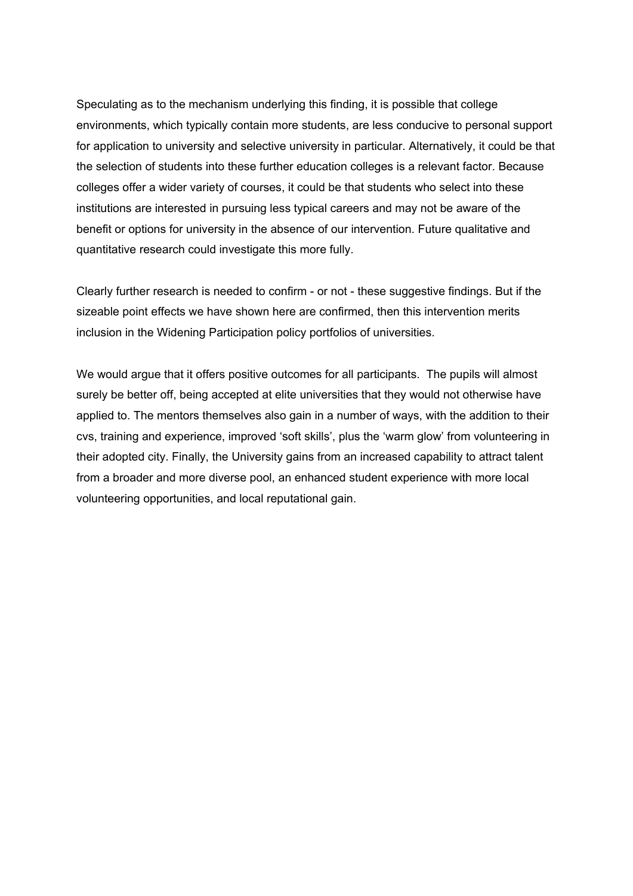Speculating as to the mechanism underlying this finding, it is possible that college environments, which typically contain more students, are less conducive to personal support for application to university and selective university in particular. Alternatively, it could be that the selection of students into these further education colleges is a relevant factor. Because colleges offer a wider variety of courses, it could be that students who select into these institutions are interested in pursuing less typical careers and may not be aware of the benefit or options for university in the absence of our intervention. Future qualitative and quantitative research could investigate this more fully.

Clearly further research is needed to confirm - or not - these suggestive findings. But if the sizeable point effects we have shown here are confirmed, then this intervention merits inclusion in the Widening Participation policy portfolios of universities.

We would argue that it offers positive outcomes for all participants. The pupils will almost surely be better off, being accepted at elite universities that they would not otherwise have applied to. The mentors themselves also gain in a number of ways, with the addition to their cvs, training and experience, improved 'soft skills', plus the 'warm glow' from volunteering in their adopted city. Finally, the University gains from an increased capability to attract talent from a broader and more diverse pool, an enhanced student experience with more local volunteering opportunities, and local reputational gain.